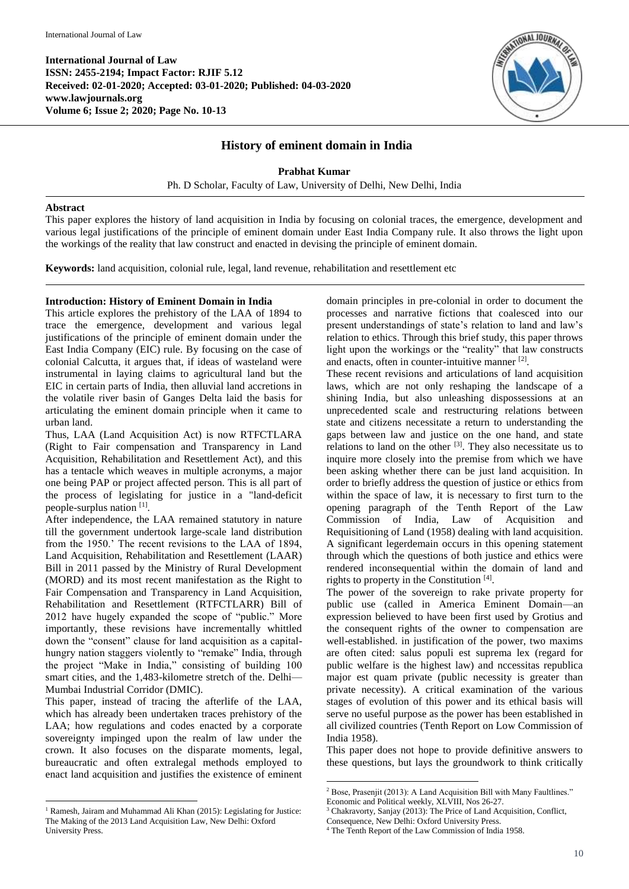**International Journal of Law**
**ISSN: 2455-2194; Impact Factor: RJIF 5.12**
**Received: 02-01-2020; Accepted: 03-01-2020; Published: 04-03-2020**
**www.lawjournals.org**
**Volume 6; Issue 2; 2020; Page No. 10-13**

# History of eminent domain in India

**Prabhat Kumar**

Ph. D Scholar, Faculty of Law, University of Delhi, New Delhi, India

## Abstract

This paper explores the history of land acquisition in India by focusing on colonial traces, the emergence, development and various legal justifications of the principle of eminent domain under East India Company rule. It also throws the light upon the workings of the reality that law construct and enacted in devising the principle of eminent domain.

**Keywords:** land acquisition, colonial rule, legal, land revenue, rehabilitation and resettlement etc

## Introduction: History of Eminent Domain in India

This article explores the prehistory of the LAA of 1894 to trace the emergence, development and various legal justifications of the principle of eminent domain under the East India Company (EIC) rule. By focusing on the case of colonial Calcutta, it argues that, if ideas of wasteland were instrumental in laying claims to agricultural land but the EIC in certain parts of India, then alluvial land accretions in the volatile river basin of Ganges Delta laid the basis for articulating the eminent domain principle when it came to urban land.

Thus, LAA (Land Acquisition Act) is now RTFCTLARA (Right to Fair compensation and Transparency in Land Acquisition, Rehabilitation and Resettlement Act), and this has a tentacle which weaves in multiple acronyms, a major one being PAP or project affected person. This is all part of the process of legislating for justice in a "land-deficit people-surplus nation [1].

After independence, the LAA remained statutory in nature till the government undertook large-scale land distribution from the 1950.' The recent revisions to the LAA of 1894, Land Acquisition, Rehabilitation and Resettlement (LAAR) Bill in 2011 passed by the Ministry of Rural Development (MORD) and its most recent manifestation as the Right to Fair Compensation and Transparency in Land Acquisition, Rehabilitation and Resettlement (RTFCTLARR) Bill of 2012 have hugely expanded the scope of "public." More importantly, these revisions have incrementally whittled down the "consent" clause for land acquisition as a capital-hungry nation staggers violently to "remake" India, through the project "Make in India," consisting of building 100 smart cities, and the 1,483-kilometre stretch of the. Delhi—Mumbai Industrial Corridor (DMIC).

This paper, instead of tracing the afterlife of the LAA, which has already been undertaken traces prehistory of the LAA; how regulations and codes enacted by a corporate sovereignty impinged upon the realm of law under the crown. It also focuses on the disparate moments, legal, bureaucratic and often extralegal methods employed to enact land acquisition and justifies the existence of eminent domain principles in pre-colonial in order to document the processes and narrative fictions that coalesced into our present understandings of state's relation to land and law's relation to ethics. Through this brief study, this paper throws light upon the workings or the "reality" that law constructs and enacts, often in counter-intuitive manner [2].

These recent revisions and articulations of land acquisition laws, which are not only reshaping the landscape of a shining India, but also unleashing dispossessions at an unprecedented scale and restructuring relations between state and citizens necessitate a return to understanding the gaps between law and justice on the one hand, and state relations to land on the other [3]. They also necessitate us to inquire more closely into the premise from which we have been asking whether there can be just land acquisition. In order to briefly address the question of justice or ethics from within the space of law, it is necessary to first turn to the opening paragraph of the Tenth Report of the Law Commission of India, Law of Acquisition and Requisitioning of Land (1958) dealing with land acquisition. A significant legerdemain occurs in this opening statement through which the questions of both justice and ethics were rendered inconsequential within the domain of land and rights to property in the Constitution [4].

The power of the sovereign to rake private property for public use (called in America Eminent Domain—an expression believed to have been first used by Grotius and the consequent rights of the owner to compensation are well-established. in justification of the power, two maxims are often cited: salus populi est suprema lex (regard for public welfare is the highest law) and nccessitas republica major est quam private (public necessity is greater than private necessity). A critical examination of the various stages of evolution of this power and its ethical basis will serve no useful purpose as the power has been established in all civilized countries (Tenth Report on Low Commission of India 1958).

This paper does not hope to provide definitive answers to these questions, but lays the groundwork to think critically

---

[1] Ramesh, Jairam and Muhammad Ali Khan (2015): Legislating for Justice: The Making of the 2013 Land Acquisition Law, New Delhi: Oxford University Press.

[2] Bose, Prasenjit (2013): A Land Acquisition Bill with Many Faultlines." Economic and Political weekly, XLVIII, Nos 26-27.

[3] Chakravorty, Sanjay (2013): The Price of Land Acquisition, Conflict, Consequence, New Delhi: Oxford University Press.

[4] The Tenth Report of the Law Commission of India 1958.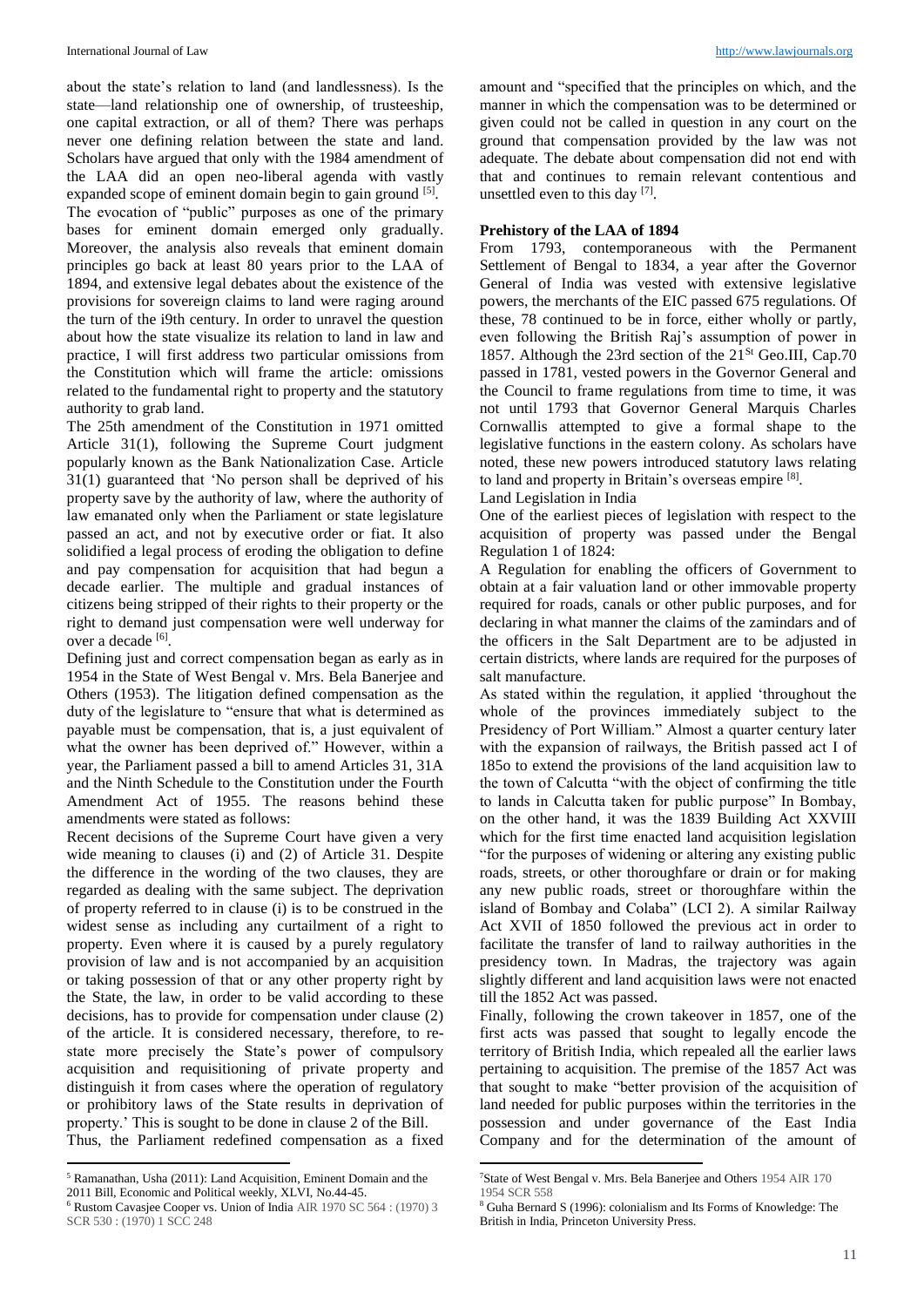about the state's relation to land (and landlessness). Is the state—land relationship one of ownership, of trusteeship, one capital extraction, or all of them? There was perhaps never one defining relation between the state and land. Scholars have argued that only with the 1984 amendment of the LAA did an open neo-liberal agenda with vastly expanded scope of eminent domain begin to gain ground [5]. The evocation of "public" purposes as one of the primary bases for eminent domain emerged only gradually. Moreover, the analysis also reveals that eminent domain principles go back at least 80 years prior to the LAA of 1894, and extensive legal debates about the existence of the provisions for sovereign claims to land were raging around the turn of the i9th century. In order to unravel the question about how the state visualize its relation to land in law and practice, I will first address two particular omissions from the Constitution which will frame the article: omissions related to the fundamental right to property and the statutory authority to grab land.

The 25th amendment of the Constitution in 1971 omitted Article 31(1), following the Supreme Court judgment popularly known as the Bank Nationalization Case. Article 31(1) guaranteed that 'No person shall be deprived of his property save by the authority of law, where the authority of law emanated only when the Parliament or state legislature passed an act, and not by executive order or fiat. It also solidified a legal process of eroding the obligation to define and pay compensation for acquisition that had begun a decade earlier. The multiple and gradual instances of citizens being stripped of their rights to their property or the right to demand just compensation were well underway for over a decade [6].

Defining just and correct compensation began as early as in 1954 in the State of West Bengal v. Mrs. Bela Banerjee and Others (1953). The litigation defined compensation as the duty of the legislature to "ensure that what is determined as payable must be compensation, that is, a just equivalent of what the owner has been deprived of." However, within a year, the Parliament passed a bill to amend Articles 31, 31A and the Ninth Schedule to the Constitution under the Fourth Amendment Act of 1955. The reasons behind these amendments were stated as follows:

Recent decisions of the Supreme Court have given a very wide meaning to clauses (i) and (2) of Article 31. Despite the difference in the wording of the two clauses, they are regarded as dealing with the same subject. The deprivation of property referred to in clause (i) is to be construed in the widest sense as including any curtailment of a right to property. Even where it is caused by a purely regulatory provision of law and is not accompanied by an acquisition or taking possession of that or any other property right by the State, the law, in order to be valid according to these decisions, has to provide for compensation under clause (2) of the article. It is considered necessary, therefore, to re-state more precisely the State's power of compulsory acquisition and requisitioning of private property and distinguish it from cases where the operation of regulatory or prohibitory laws of the State results in deprivation of property.' This is sought to be done in clause 2 of the Bill.

Thus, the Parliament redefined compensation as a fixed amount and "specified that the principles on which, and the manner in which the compensation was to be determined or given could not be called in question in any court on the ground that compensation provided by the law was not adequate. The debate about compensation did not end with that and continues to remain relevant contentious and unsettled even to this day [7].

## Prehistory of the LAA of 1894

From 1793, contemporaneous with the Permanent Settlement of Bengal to 1834, a year after the Governor General of India was vested with extensive legislative powers, the merchants of the EIC passed 675 regulations. Of these, 78 continued to be in force, either wholly or partly, even following the British Raj's assumption of power in 1857. Although the 23rd section of the 21St Geo.III, Cap.70 passed in 1781, vested powers in the Governor General and the Council to frame regulations from time to time, it was not until 1793 that Governor General Marquis Charles Cornwallis attempted to give a formal shape to the legislative functions in the eastern colony. As scholars have noted, these new powers introduced statutory laws relating to land and property in Britain's overseas empire [8].

Land Legislation in India

One of the earliest pieces of legislation with respect to the acquisition of property was passed under the Bengal Regulation 1 of 1824:

A Regulation for enabling the officers of Government to obtain at a fair valuation land or other immovable property required for roads, canals or other public purposes, and for declaring in what manner the claims of the zamindars and of the officers in the Salt Department are to be adjusted in certain districts, where lands are required for the purposes of salt manufacture.

As stated within the regulation, it applied 'throughout the whole of the provinces immediately subject to the Presidency of Port William." Almost a quarter century later with the expansion of railways, the British passed act I of 185o to extend the provisions of the land acquisition law to the town of Calcutta "with the object of confirming the title to lands in Calcutta taken for public purpose" In Bombay, on the other hand, it was the 1839 Building Act XXVIII which for the first time enacted land acquisition legislation "for the purposes of widening or altering any existing public roads, streets, or other thoroughfare or drain or for making any new public roads, street or thoroughfare within the island of Bombay and Colaba" (LCI 2). A similar Railway Act XVII of 1850 followed the previous act in order to facilitate the transfer of land to railway authorities in the presidency town. In Madras, the trajectory was again slightly different and land acquisition laws were not enacted till the 1852 Act was passed.

Finally, following the crown takeover in 1857, one of the first acts was passed that sought to legally encode the territory of British India, which repealed all the earlier laws pertaining to acquisition. The premise of the 1857 Act was that sought to make "better provision of the acquisition of land needed for public purposes within the territories in the possession and under governance of the East India Company and for the determination of the amount of

---

[5] Ramanathan, Usha (2011): Land Acquisition, Eminent Domain and the 2011 Bill, Economic and Political weekly, XLVI, No.44-45.

[6] Rustom Cavasjee Cooper vs. Union of India AIR 1970 SC 564 : (1970) 3 SCR 530 : (1970) 1 SCC 248

[7] State of West Bengal v. Mrs. Bela Banerjee and Others 1954 AIR 170 1954 SCR 558

[8] Guha Bernard S (1996): colonialism and Its Forms of Knowledge: The British in India, Princeton University Press.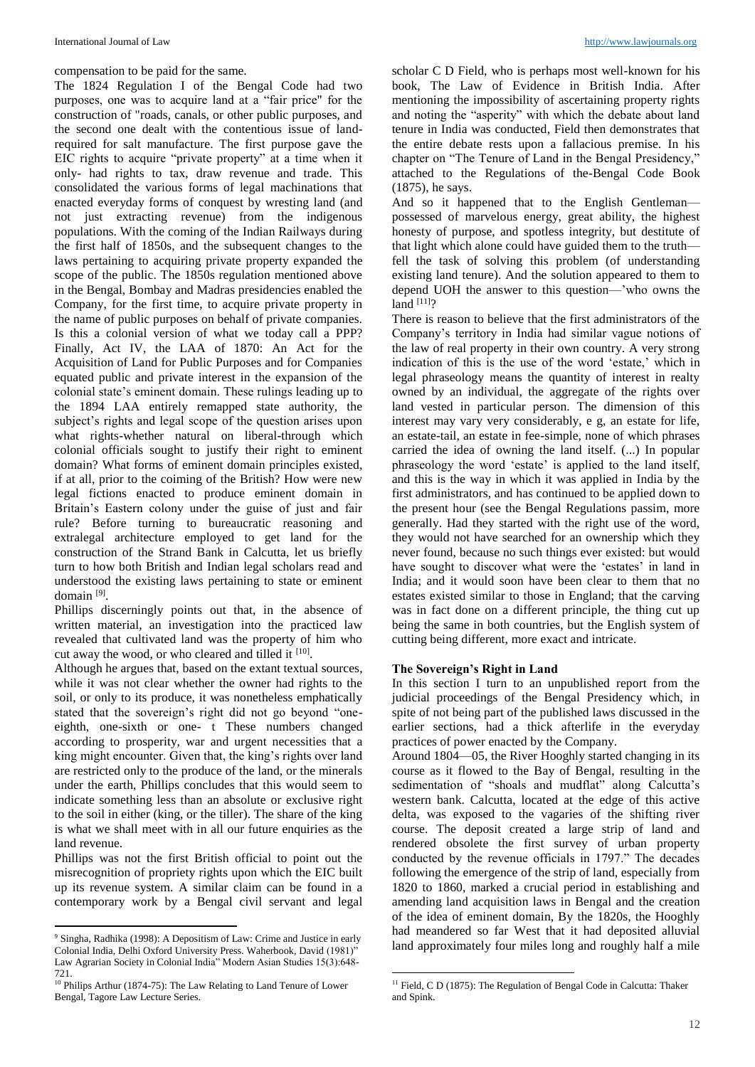compensation to be paid for the same.

The 1824 Regulation I of the Bengal Code had two purposes, one was to acquire land at a "fair price" for the construction of "roads, canals, or other public purposes, and the second one dealt with the contentious issue of land-required for salt manufacture. The first purpose gave the EIC rights to acquire "private property" at a time when it only- had rights to tax, draw revenue and trade. This consolidated the various forms of legal machinations that enacted everyday forms of conquest by wresting land (and not just extracting revenue) from the indigenous populations. With the coming of the Indian Railways during the first half of 1850s, and the subsequent changes to the laws pertaining to acquiring private property expanded the scope of the public. The 1850s regulation mentioned above in the Bengal, Bombay and Madras presidencies enabled the Company, for the first time, to acquire private property in the name of public purposes on behalf of private companies. Is this a colonial version of what we today call a PPP? Finally, Act IV, the LAA of 1870: An Act for the Acquisition of Land for Public Purposes and for Companies equated public and private interest in the expansion of the colonial state's eminent domain. These rulings leading up to the 1894 LAA entirely remapped state authority, the subject's rights and legal scope of the question arises upon what rights-whether natural on liberal-through which colonial officials sought to justify their right to eminent domain? What forms of eminent domain principles existed, if at all, prior to the coiming of the British? How were new legal fictions enacted to produce eminent domain in Britain's Eastern colony under the guise of just and fair rule? Before turning to bureaucratic reasoning and extralegal architecture employed to get land for the construction of the Strand Bank in Calcutta, let us briefly turn to how both British and Indian legal scholars read and understood the existing laws pertaining to state or eminent domain [9].

Phillips discerningly points out that, in the absence of written material, an investigation into the practiced law revealed that cultivated land was the property of him who cut away the wood, or who cleared and tilled it [10].

Although he argues that, based on the extant textual sources, while it was not clear whether the owner had rights to the soil, or only to its produce, it was nonetheless emphatically stated that the sovereign's right did not go beyond "one-eighth, one-sixth or one- t These numbers changed according to prosperity, war and urgent necessities that a king might encounter. Given that, the king's rights over land are restricted only to the produce of the land, or the minerals under the earth, Phillips concludes that this would seem to indicate something less than an absolute or exclusive right to the soil in either (king, or the tiller). The share of the king is what we shall meet with in all our future enquiries as the land revenue.

Phillips was not the first British official to point out the misrecognition of propriety rights upon which the EIC built up its revenue system. A similar claim can be found in a contemporary work by a Bengal civil servant and legal scholar C D Field, who is perhaps most well-known for his book, The Law of Evidence in British India. After mentioning the impossibility of ascertaining property rights and noting the "asperity" with which the debate about land tenure in India was conducted, Field then demonstrates that the entire debate rests upon a fallacious premise. In his chapter on "The Tenure of Land in the Bengal Presidency," attached to the Regulations of the-Bengal Code Book (1875), he says.

And so it happened that to the English Gentleman—possessed of marvelous energy, great ability, the highest honesty of purpose, and spotless integrity, but destitute of that light which alone could have guided them to the truth—fell the task of solving this problem (of understanding existing land tenure). And the solution appeared to them to depend UOH the answer to this question—'who owns the land [11]?

There is reason to believe that the first administrators of the Company's territory in India had similar vague notions of the law of real property in their own country. A very strong indication of this is the use of the word 'estate,' which in legal phraseology means the quantity of interest in realty owned by an individual, the aggregate of the rights over land vested in particular person. The dimension of this interest may vary very considerably, e g, an estate for life, an estate-tail, an estate in fee-simple, none of which phrases carried the idea of owning the land itself. (...) In popular phraseology the word 'estate' is applied to the land itself, and this is the way in which it was applied in India by the first administrators, and has continued to be applied down to the present hour (see the Bengal Regulations passim, more generally. Had they started with the right use of the word, they would not have searched for an ownership which they never found, because no such things ever existed: but would have sought to discover what were the 'estates' in land in India; and it would soon have been clear to them that no estates existed similar to those in England; that the carving was in fact done on a different principle, the thing cut up being the same in both countries, but the English system of cutting being different, more exact and intricate.

### The Sovereign's Right in Land

In this section I turn to an unpublished report from the judicial proceedings of the Bengal Presidency which, in spite of not being part of the published laws discussed in the earlier sections, had a thick afterlife in the everyday practices of power enacted by the Company.

Around 1804—05, the River Hooghly started changing in its course as it flowed to the Bay of Bengal, resulting in the sedimentation of "shoals and mudflat" along Calcutta's western bank. Calcutta, located at the edge of this active delta, was exposed to the vagaries of the shifting river course. The deposit created a large strip of land and rendered obsolete the first survey of urban property conducted by the revenue officials in 1797." The decades following the emergence of the strip of land, especially from 1820 to 1860, marked a crucial period in establishing and amending land acquisition laws in Bengal and the creation of the idea of eminent domain, By the 1820s, the Hooghly had meandered so far West that it had deposited alluvial land approximately four miles long and roughly half a mile

---

[9] Singha, Radhika (1998): A Depositism of Law: Crime and Justice in early Colonial India, Delhi Oxford University Press. Waherbook, David (1981)" Law Agrarian Society in Colonial India" Modern Asian Studies 15(3):648-721.

[10] Philips Arthur (1874-75): The Law Relating to Land Tenure of Lower Bengal, Tagore Law Lecture Series.

[11] Field, C D (1875): The Regulation of Bengal Code in Calcutta: Thaker and Spink.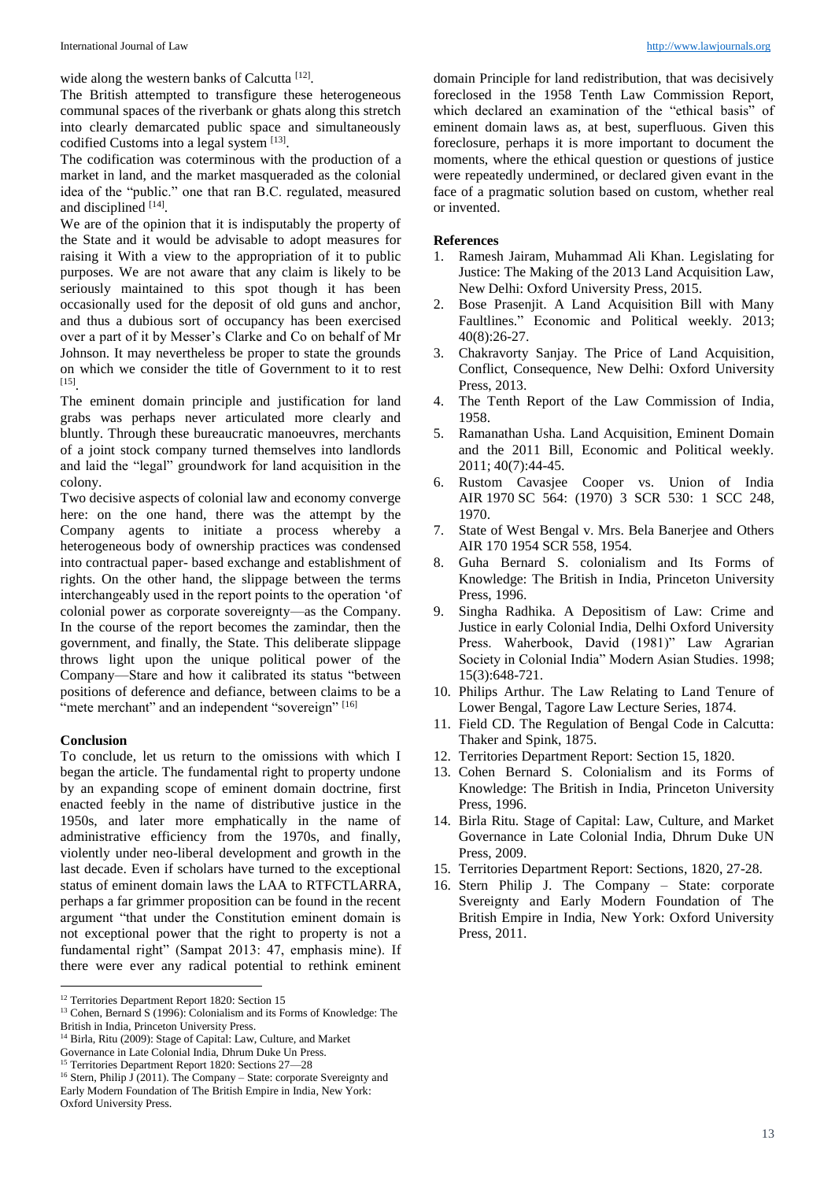wide along the western banks of Calcutta [12].

The British attempted to transfigure these heterogeneous communal spaces of the riverbank or ghats along this stretch into clearly demarcated public space and simultaneously codified Customs into a legal system [13].

The codification was coterminous with the production of a market in land, and the market masqueraded as the colonial idea of the "public." one that ran B.C. regulated, measured and disciplined [14].

We are of the opinion that it is indisputably the property of the State and it would be advisable to adopt measures for raising it With a view to the appropriation of it to public purposes. We are not aware that any claim is likely to be seriously maintained to this spot though it has been occasionally used for the deposit of old guns and anchor, and thus a dubious sort of occupancy has been exercised over a part of it by Messer's Clarke and Co on behalf of Mr Johnson. It may nevertheless be proper to state the grounds on which we consider the title of Government to it to rest [15].

The eminent domain principle and justification for land grabs was perhaps never articulated more clearly and bluntly. Through these bureaucratic manoeuvres, merchants of a joint stock company turned themselves into landlords and laid the "legal" groundwork for land acquisition in the colony.

Two decisive aspects of colonial law and economy converge here: on the one hand, there was the attempt by the Company agents to initiate a process whereby a heterogeneous body of ownership practices was condensed into contractual paper- based exchange and establishment of rights. On the other hand, the slippage between the terms interchangeably used in the report points to the operation 'of colonial power as corporate sovereignty—as the Company. In the course of the report becomes the zamindar, then the government, and finally, the State. This deliberate slippage throws light upon the unique political power of the Company—Stare and how it calibrated its status "between positions of deference and defiance, between claims to be a "mete merchant" and an independent "sovereign" [16]

## Conclusion

To conclude, let us return to the omissions with which I began the article. The fundamental right to property undone by an expanding scope of eminent domain doctrine, first enacted feebly in the name of distributive justice in the 1950s, and later more emphatically in the name of administrative efficiency from the 1970s, and finally, violently under neo-liberal development and growth in the last decade. Even if scholars have turned to the exceptional status of eminent domain laws the LAA to RTFCTLARRA, perhaps a far grimmer proposition can be found in the recent argument "that under the Constitution eminent domain is not exceptional power that the right to property is not a fundamental right" (Sampat 2013: 47, emphasis mine). If there were ever any radical potential to rethink eminent domain Principle for land redistribution, that was decisively foreclosed in the 1958 Tenth Law Commission Report, which declared an examination of the "ethical basis" of eminent domain laws as, at best, superfluous. Given this foreclosure, perhaps it is more important to document the moments, where the ethical question or questions of justice were repeatedly undermined, or declared given evant in the face of a pragmatic solution based on custom, whether real or invented.

## References

1. Ramesh Jairam, Muhammad Ali Khan. Legislating for Justice: The Making of the 2013 Land Acquisition Law, New Delhi: Oxford University Press, 2015.
2. Bose Prasenjit. A Land Acquisition Bill with Many Faultlines." Economic and Political weekly. 2013; 40(8):26-27.
3. Chakravorty Sanjay. The Price of Land Acquisition, Conflict, Consequence, New Delhi: Oxford University Press, 2013.
4. The Tenth Report of the Law Commission of India, 1958.
5. Ramanathan Usha. Land Acquisition, Eminent Domain and the 2011 Bill, Economic and Political weekly. 2011; 40(7):44-45.
6. Rustom Cavasjee Cooper vs. Union of India AIR 1970 SC 564: (1970) 3 SCR 530: 1 SCC 248, 1970.
7. State of West Bengal v. Mrs. Bela Banerjee and Others AIR 170 1954 SCR 558, 1954.
8. Guha Bernard S. colonialism and Its Forms of Knowledge: The British in India, Princeton University Press, 1996.
9. Singha Radhika. A Depositism of Law: Crime and Justice in early Colonial India, Delhi Oxford University Press. Waherbook, David (1981)" Law Agrarian Society in Colonial India" Modern Asian Studies. 1998; 15(3):648-721.
10. Philips Arthur. The Law Relating to Land Tenure of Lower Bengal, Tagore Law Lecture Series, 1874.
11. Field CD. The Regulation of Bengal Code in Calcutta: Thaker and Spink, 1875.
12. Territories Department Report: Section 15, 1820.
13. Cohen Bernard S. Colonialism and its Forms of Knowledge: The British in India, Princeton University Press, 1996.
14. Birla Ritu. Stage of Capital: Law, Culture, and Market Governance in Late Colonial India, Dhrum Duke UN Press, 2009.
15. Territories Department Report: Sections, 1820, 27-28.
16. Stern Philip J. The Company – State: corporate Svereignty and Early Modern Foundation of The British Empire in India, New York: Oxford University Press, 2011.

---

[12] Territories Department Report 1820: Section 15

[13] Cohen, Bernard S (1996): Colonialism and its Forms of Knowledge: The British in India, Princeton University Press.

[14] Birla, Ritu (2009): Stage of Capital: Law, Culture, and Market Governance in Late Colonial India, Dhrum Duke Un Press.

[15] Territories Department Report 1820: Sections 27—28

[16] Stern, Philip J (2011). The Company – State: corporate Svereignty and Early Modern Foundation of The British Empire in India, New York: Oxford University Press.